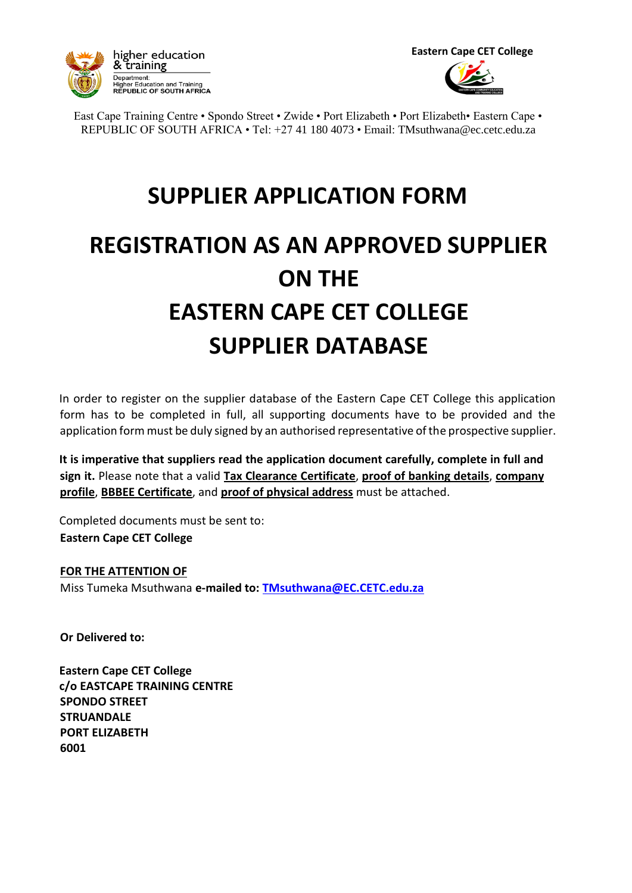higher education & training
Department: Higher Education and Training
REPUBLIC OF SOUTH AFRICA

**Eastern Cape CET College**

East Cape Training Centre • Spondo Street • Zwide • Port Elizabeth • Port Elizabeth• Eastern Cape • REPUBLIC OF SOUTH AFRICA • Tel: +27 41 180 4073 • Email: TMsuthwana@ec.cetc.edu.za

# SUPPLIER APPLICATION FORM

# REGISTRATION AS AN APPROVED SUPPLIER ON THE EASTERN CAPE CET COLLEGE SUPPLIER DATABASE

In order to register on the supplier database of the Eastern Cape CET College this application form has to be completed in full, all supporting documents have to be provided and the application form must be duly signed by an authorised representative of the prospective supplier.

**It is imperative that suppliers read the application document carefully, complete in full and sign it.** Please note that a valid **Tax Clearance Certificate**, **proof of banking details**, **company profile**, **BBBEE Certificate**, and **proof of physical address** must be attached.

Completed documents must be sent to:
**Eastern Cape CET College**

**FOR THE ATTENTION OF**
Miss Tumeka Msuthwana **e-mailed to:** **TMsuthwana@EC.CETC.edu.za**

**Or Delivered to:**

**Eastern Cape CET College**
**c/o EASTCAPE TRAINING CENTRE**
**SPONDO STREET**
**STRUANDALE**
**PORT ELIZABETH**
**6001**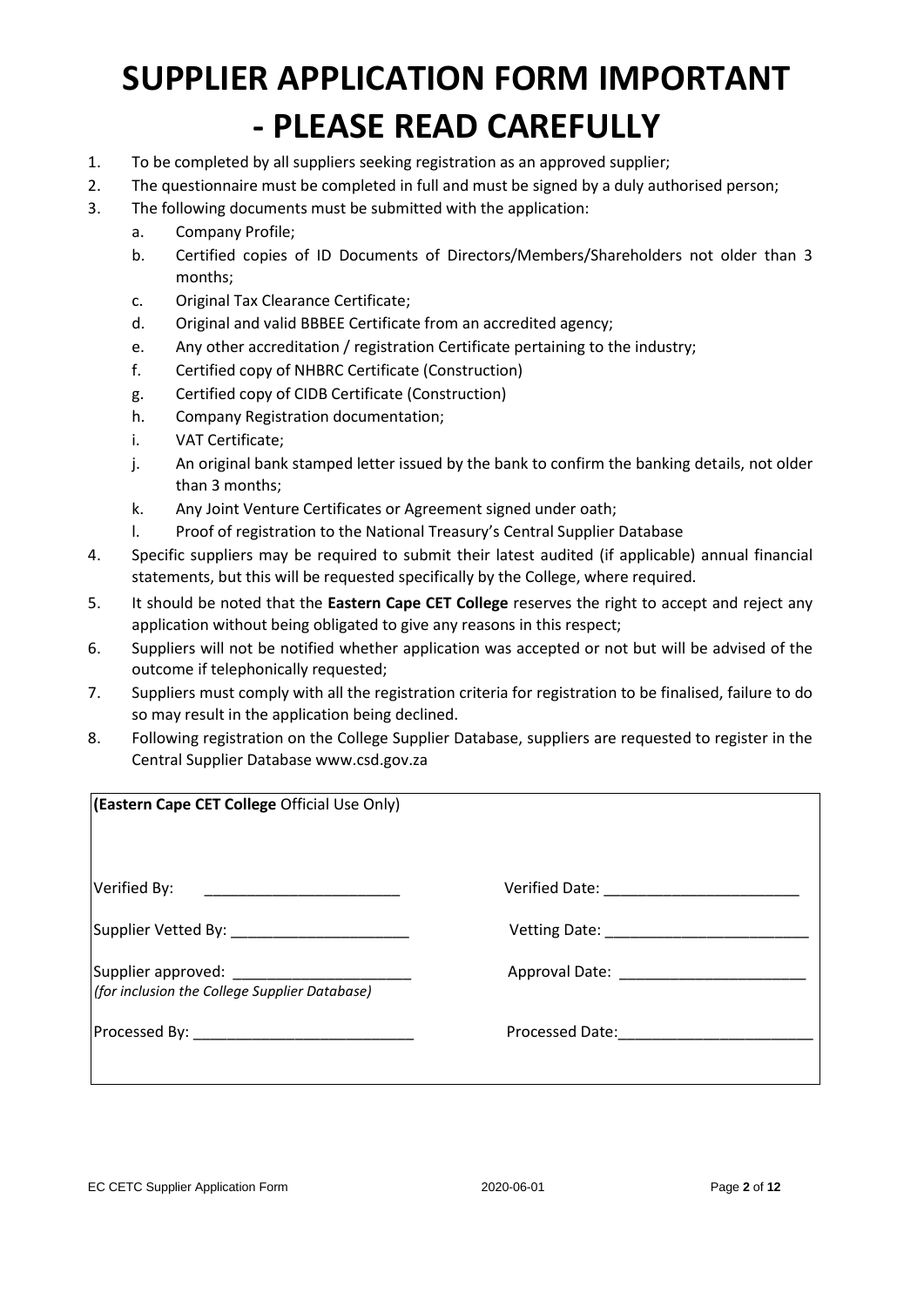# SUPPLIER APPLICATION FORM IMPORTANT - PLEASE READ CAREFULLY

1. To be completed by all suppliers seeking registration as an approved supplier;
2. The questionnaire must be completed in full and must be signed by a duly authorised person;
3. The following documents must be submitted with the application:
   a. Company Profile;
   b. Certified copies of ID Documents of Directors/Members/Shareholders not older than 3 months;
   c. Original Tax Clearance Certificate;
   d. Original and valid BBBEE Certificate from an accredited agency;
   e. Any other accreditation / registration Certificate pertaining to the industry;
   f. Certified copy of NHBRC Certificate (Construction)
   g. Certified copy of CIDB Certificate (Construction)
   h. Company Registration documentation;
   i. VAT Certificate;
   j. An original bank stamped letter issued by the bank to confirm the banking details, not older than 3 months;
   k. Any Joint Venture Certificates or Agreement signed under oath;
   l. Proof of registration to the National Treasury's Central Supplier Database
4. Specific suppliers may be required to submit their latest audited (if applicable) annual financial statements, but this will be requested specifically by the College, where required.
5. It should be noted that the **Eastern Cape CET College** reserves the right to accept and reject any application without being obligated to give any reasons in this respect;
6. Suppliers will not be notified whether application was accepted or not but will be advised of the outcome if telephonically requested;
7. Suppliers must comply with all the registration criteria for registration to be finalised, failure to do so may result in the application being declined.
8. Following registration on the College Supplier Database, suppliers are requested to register in the Central Supplier Database www.csd.gov.za

**(Eastern Cape CET College** Official Use Only)

| | |
|---|---|
| Verified By: ______________________ | Verified Date: ______________________ |
| Supplier Vetted By: ______________________ | Vetting Date: ______________________ |
| Supplier approved: ______________________ *(for inclusion the College Supplier Database)* | Approval Date: ______________________ |
| Processed By: ______________________ | Processed Date: ______________________ |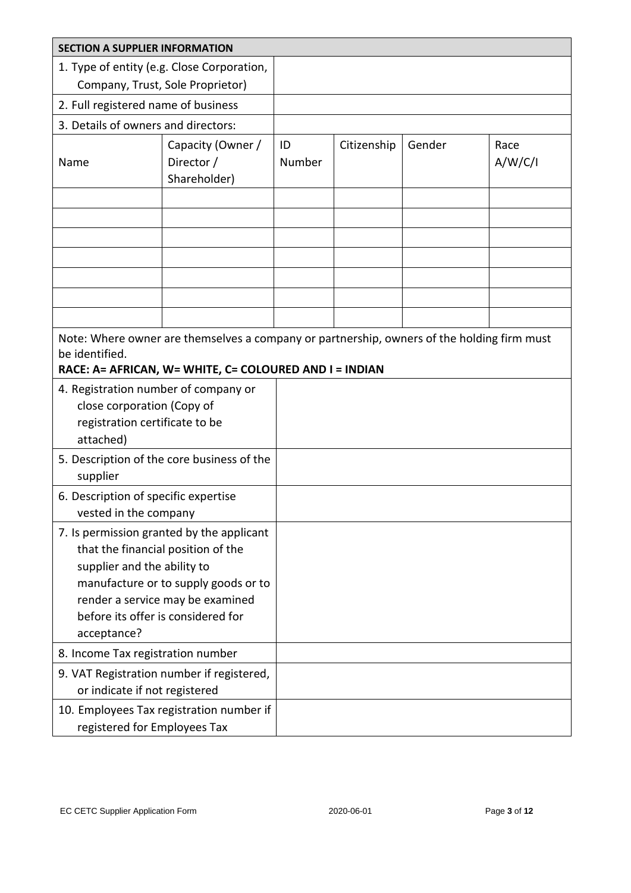| SECTION A SUPPLIER INFORMATION | | | | | |
|---|---|---|---|---|---|
| 1. Type of entity (e.g. Close Corporation, Company, Trust, Sole Proprietor) | | | | | |
| 2. Full registered name of business | | | | | |
| 3. Details of owners and directors: | | | | | |
| Name | Capacity (Owner / Director / Shareholder) | ID Number | Citizenship | Gender | Race A/W/C/I |
| | | | | | |
| | | | | | |
| | | | | | |
| | | | | | |
| | | | | | |
| | | | | | |
| | | | | | |

Note: Where owner are themselves a company or partnership, owners of the holding firm must be identified.

**RACE: A= AFRICAN, W= WHITE, C= COLOURED AND I = INDIAN**

| | |
|---|---|
| 4. Registration number of company or close corporation (Copy of registration certificate to be attached) | |
| 5. Description of the core business of the supplier | |
| 6. Description of specific expertise vested in the company | |
| 7. Is permission granted by the applicant that the financial position of the supplier and the ability to manufacture or to supply goods or to render a service may be examined before its offer is considered for acceptance? | |
| 8. Income Tax registration number | |
| 9. VAT Registration number if registered, or indicate if not registered | |
| 10. Employees Tax registration number if registered for Employees Tax | |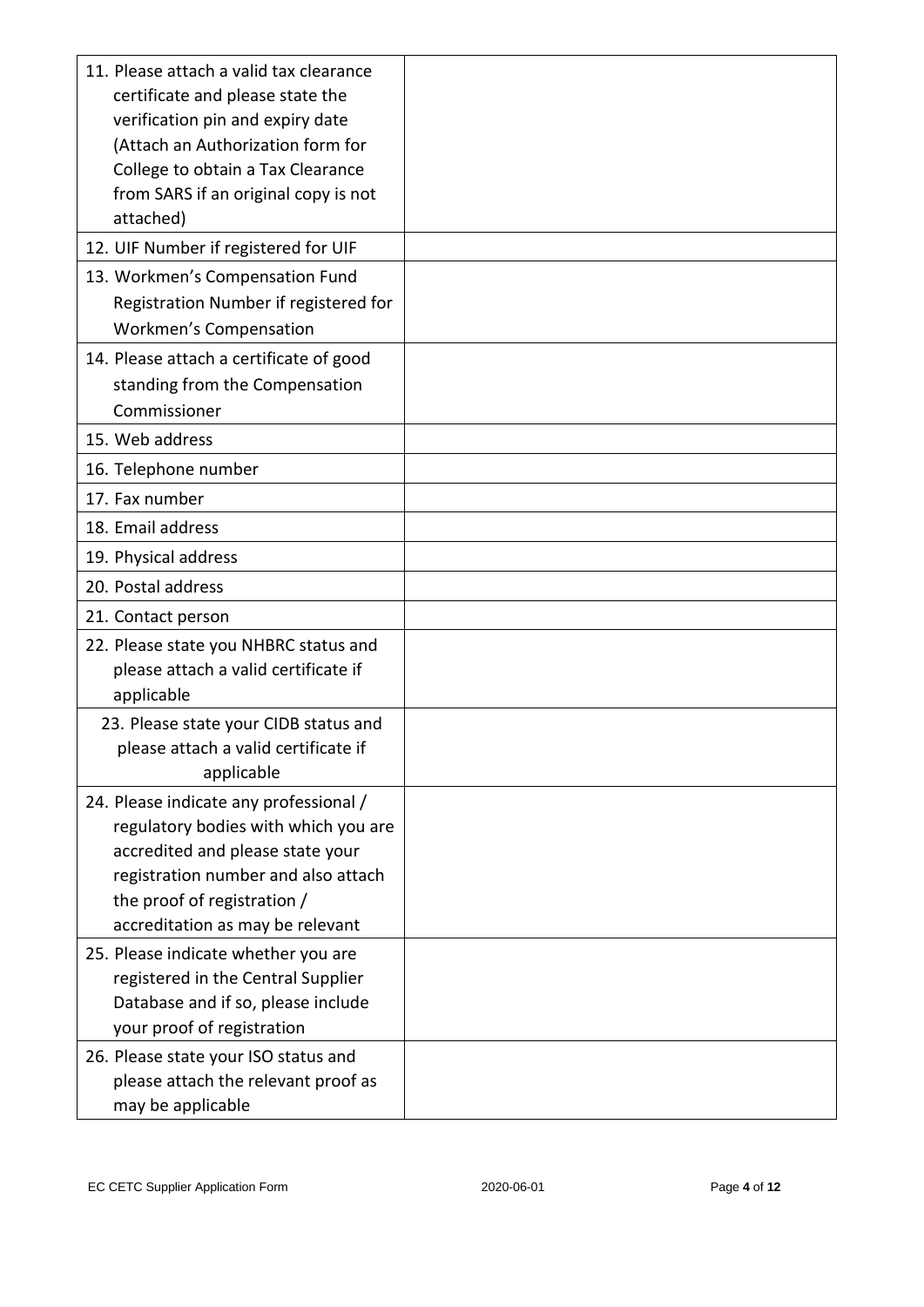| | |
|---|---|
| 11. Please attach a valid tax clearance certificate and please state the verification pin and expiry date (Attach an Authorization form for College to obtain a Tax Clearance from SARS if an original copy is not attached) | |
| 12. UIF Number if registered for UIF | |
| 13. Workmen's Compensation Fund Registration Number if registered for Workmen's Compensation | |
| 14. Please attach a certificate of good standing from the Compensation Commissioner | |
| 15. Web address | |
| 16. Telephone number | |
| 17. Fax number | |
| 18. Email address | |
| 19. Physical address | |
| 20. Postal address | |
| 21. Contact person | |
| 22. Please state you NHBRC status and please attach a valid certificate if applicable | |
| 23. Please state your CIDB status and please attach a valid certificate if applicable | |
| 24. Please indicate any professional / regulatory bodies with which you are accredited and please state your registration number and also attach the proof of registration / accreditation as may be relevant | |
| 25. Please indicate whether you are registered in the Central Supplier Database and if so, please include your proof of registration | |
| 26. Please state your ISO status and please attach the relevant proof as may be applicable | |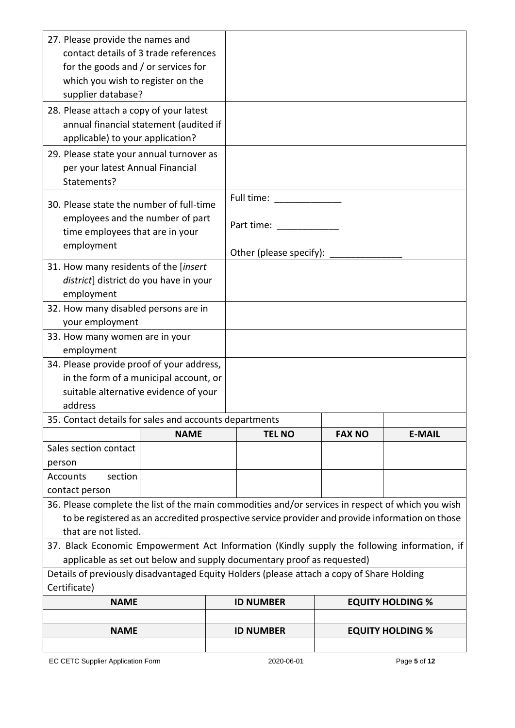| | |
|---|---|
| 27. Please provide the names and contact details of 3 trade references for the goods and / or services for which you wish to register on the supplier database? | |
| 28. Please attach a copy of your latest annual financial statement (audited if applicable) to your application? | |
| 29. Please state your annual turnover as per your latest Annual Financial Statements? | |
| 30. Please state the number of full-time employees and the number of part time employees that are in your employment | Full time: _____________<br>Part time: ____________<br>Other (please specify): ______________ |
| 31. How many residents of the [*insert district*] district do you have in your employment | |
| 32. How many disabled persons are in your employment | |
| 33. How many women are in your employment | |
| 34. Please provide proof of your address, in the form of a municipal account, or suitable alternative evidence of your address | |

35. Contact details for sales and accounts departments

| | NAME | TEL NO | FAX NO | E-MAIL |
|---|---|---|---|---|
| Sales section contact person | | | | |
| Accounts section contact person | | | | |

36. Please complete the list of the main commodities and/or services in respect of which you wish to be registered as an accredited prospective service provider and provide information on those that are not listed.

37. Black Economic Empowerment Act Information (Kindly supply the following information, if applicable as set out below and supply documentary proof as requested)

Details of previously disadvantaged Equity Holders (please attach a copy of Share Holding Certificate)

| NAME | ID NUMBER | EQUITY HOLDING % |
|---|---|---|
| | | |
| **NAME** | **ID NUMBER** | **EQUITY HOLDING %** |
| | | |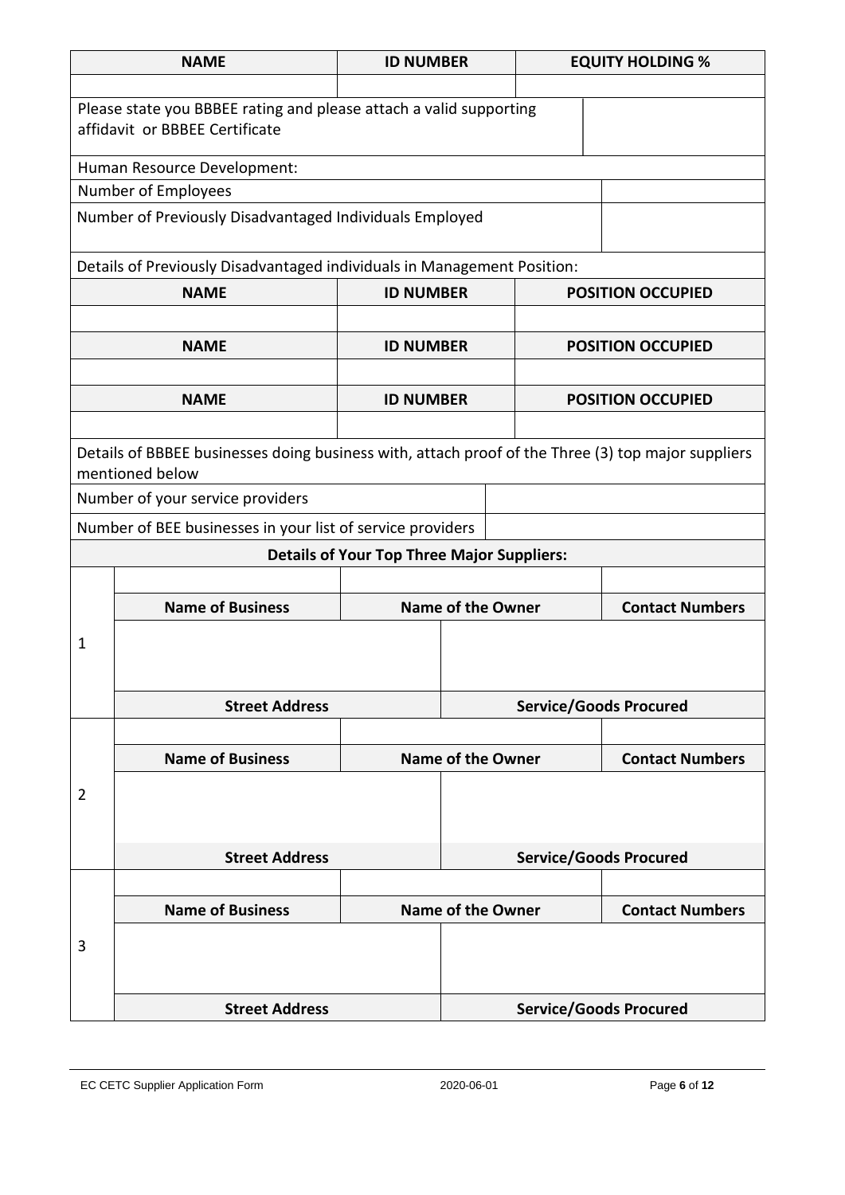| NAME | ID NUMBER | EQUITY HOLDING % |
|---|---|---|
| | | |

| | |
|---|---|
| Please state you BBBEE rating and please attach a valid supporting affidavit or BBBEE Certificate | |

Human Resource Development:

| | |
|---|---|
| Number of Employees | |
| Number of Previously Disadvantaged Individuals Employed | |

Details of Previously Disadvantaged individuals in Management Position:

| NAME | ID NUMBER | POSITION OCCUPIED |
|---|---|---|
| | | |
| **NAME** | **ID NUMBER** | **POSITION OCCUPIED** |
| | | |
| **NAME** | **ID NUMBER** | **POSITION OCCUPIED** |
| | | |

Details of BBBEE businesses doing business with, attach proof of the Three (3) top major suppliers mentioned below

| | |
|---|---|
| Number of your service providers | |
| Number of BEE businesses in your list of service providers | |

**Details of Your Top Three Major Suppliers:**

| | | | |
|---|---|---|---|
| 1 | | | |
| | **Name of Business** | **Name of the Owner** | **Contact Numbers** |
| | | | |
| | **Street Address** | **Service/Goods Procured** | |
| 2 | | | |
| | **Name of Business** | **Name of the Owner** | **Contact Numbers** |
| | | | |
| | **Street Address** | **Service/Goods Procured** | |
| 3 | | | |
| | **Name of Business** | **Name of the Owner** | **Contact Numbers** |
| | | | |
| | **Street Address** | **Service/Goods Procured** | |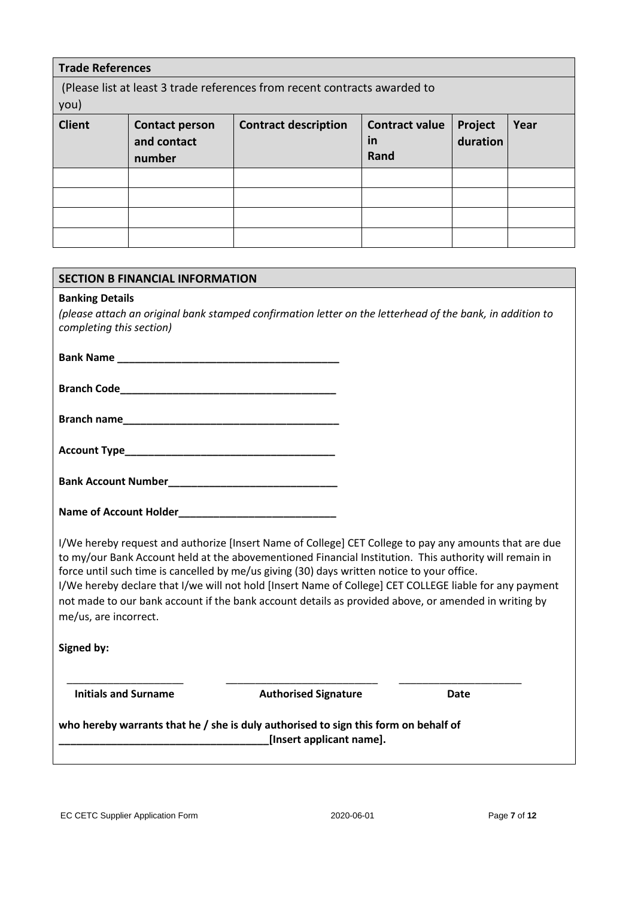## Trade References

(Please list at least 3 trade references from recent contracts awarded to you)

| Client | Contact person and contact number | Contract description | Contract value in Rand | Project duration | Year |
|---|---|---|---|---|---|
| | | | | | |
| | | | | | |
| | | | | | |
| | | | | | |

## SECTION B FINANCIAL INFORMATION

**Banking Details**

*(please attach an original bank stamped confirmation letter on the letterhead of the bank, in addition to completing this section)*

**Bank Name _______________________________________**

**Branch Code______________________________________**

**Branch name______________________________________**

**Account Type_____________________________________**

**Bank Account Number_____________________________**

**Name of Account Holder___________________________**

I/We hereby request and authorize [Insert Name of College] CET College to pay any amounts that are due to my/our Bank Account held at the abovementioned Financial Institution. This authority will remain in force until such time is cancelled by me/us giving (30) days written notice to your office.
I/We hereby declare that I/we will not hold [Insert Name of College] CET COLLEGE liable for any payment not made to our bank account if the bank account details as provided above, or amended in writing by me/us, are incorrect.

**Signed by:**

| ____________________ | __________________________ | _____________________ |
|---|---|---|
| **Initials and Surname** | **Authorised Signature** | **Date** |

**who hereby warrants that he / she is duly authorised to sign this form on behalf of ___________________________________[Insert applicant name].**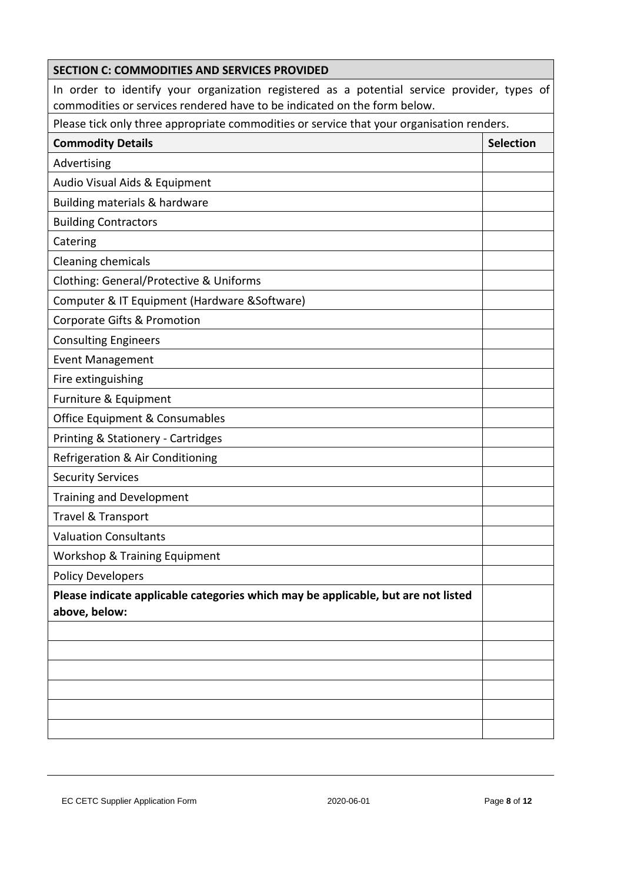| SECTION C: COMMODITIES AND SERVICES PROVIDED | |
|---|---|
| In order to identify your organization registered as a potential service provider, types of commodities or services rendered have to be indicated on the form below. | |
| Please tick only three appropriate commodities or service that your organisation renders. | |
| **Commodity Details** | **Selection** |
| Advertising | |
| Audio Visual Aids & Equipment | |
| Building materials & hardware | |
| Building Contractors | |
| Catering | |
| Cleaning chemicals | |
| Clothing: General/Protective & Uniforms | |
| Computer & IT Equipment (Hardware &Software) | |
| Corporate Gifts & Promotion | |
| Consulting Engineers | |
| Event Management | |
| Fire extinguishing | |
| Furniture & Equipment | |
| Office Equipment & Consumables | |
| Printing & Stationery - Cartridges | |
| Refrigeration & Air Conditioning | |
| Security Services | |
| Training and Development | |
| Travel & Transport | |
| Valuation Consultants | |
| Workshop & Training Equipment | |
| Policy Developers | |
| **Please indicate applicable categories which may be applicable, but are not listed above, below:** | |
| | |
| | |
| | |
| | |
| | |
| | |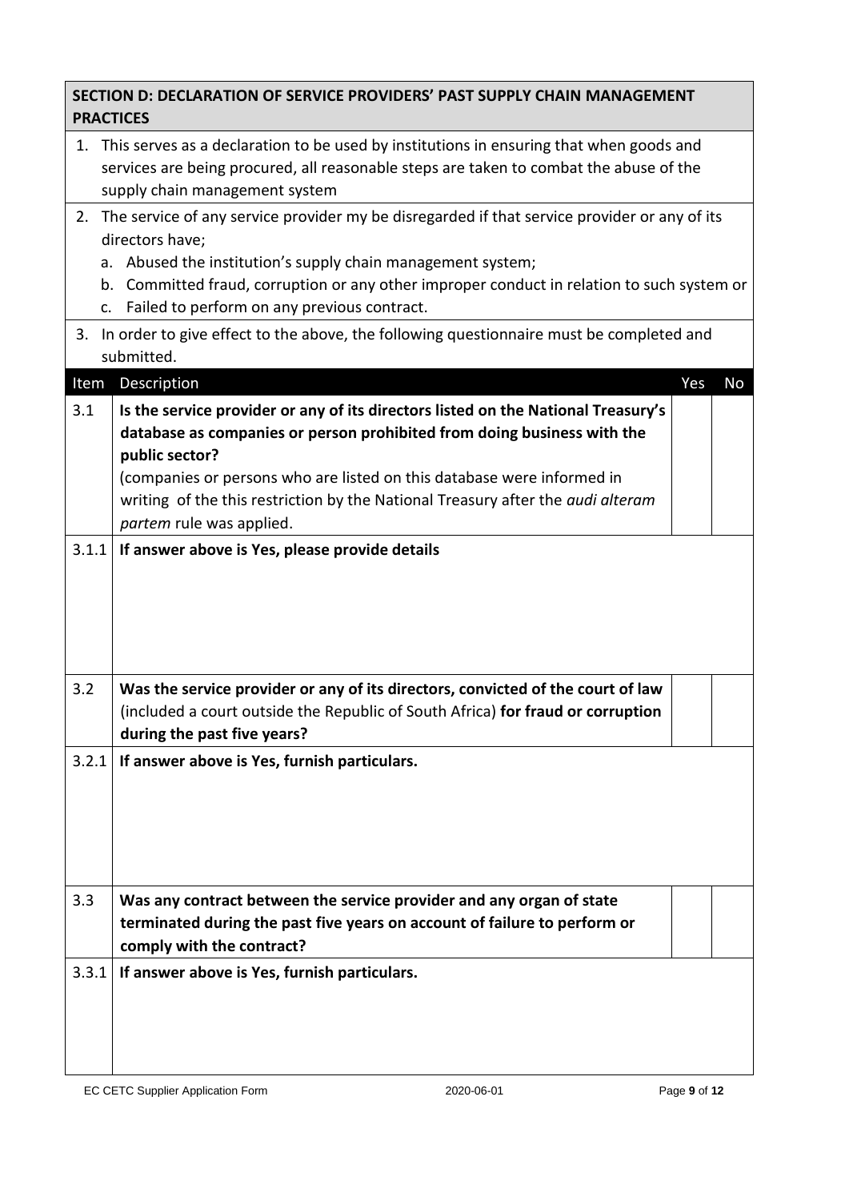## SECTION D: DECLARATION OF SERVICE PROVIDERS' PAST SUPPLY CHAIN MANAGEMENT PRACTICES

1. This serves as a declaration to be used by institutions in ensuring that when goods and services are being procured, all reasonable steps are taken to combat the abuse of the supply chain management system
2. The service of any service provider my be disregarded if that service provider or any of its directors have;
   a. Abused the institution's supply chain management system;
   b. Committed fraud, corruption or any other improper conduct in relation to such system or
   c. Failed to perform on any previous contract.
3. In order to give effect to the above, the following questionnaire must be completed and submitted.

| Item | Description | Yes | No |
|---|---|---|---|
| 3.1 | **Is the service provider or any of its directors listed on the National Treasury's database as companies or person prohibited from doing business with the public sector?** (companies or persons who are listed on this database were informed in writing of the this restriction by the National Treasury after the *audi alteram partem* rule was applied. | | |
| 3.1.1 | **If answer above is Yes, please provide details** | | |
| 3.2 | **Was the service provider or any of its directors, convicted of the court of law** (included a court outside the Republic of South Africa) **for fraud or corruption during the past five years?** | | |
| 3.2.1 | **If answer above is Yes, furnish particulars.** | | |
| 3.3 | **Was any contract between the service provider and any organ of state terminated during the past five years on account of failure to perform or comply with the contract?** | | |
| 3.3.1 | **If answer above is Yes, furnish particulars.** | | |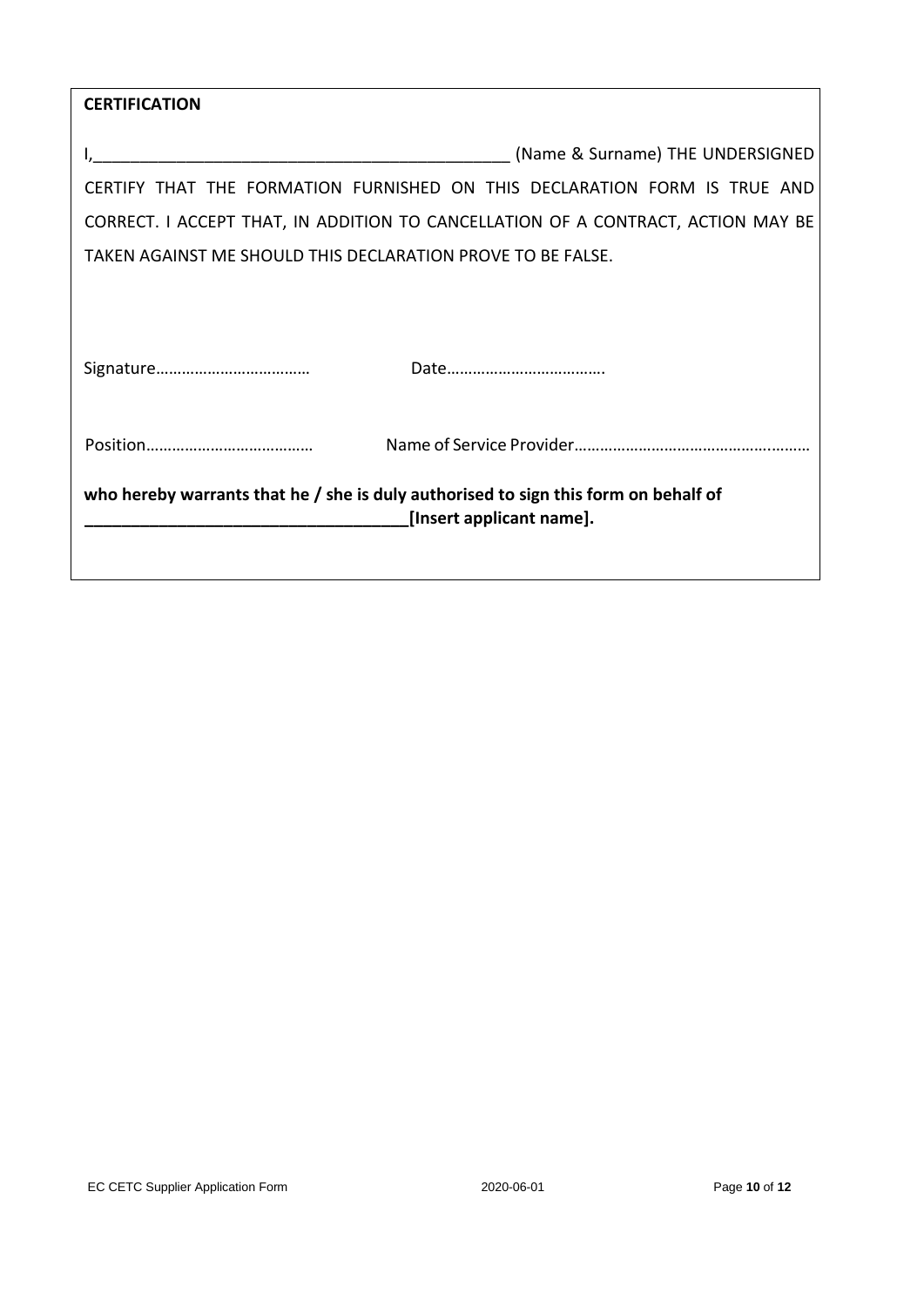**CERTIFICATION**

I,_______________________________________________ (Name & Surname) THE UNDERSIGNED CERTIFY THAT THE FORMATION FURNISHED ON THIS DECLARATION FORM IS TRUE AND CORRECT. I ACCEPT THAT, IN ADDITION TO CANCELLATION OF A CONTRACT, ACTION MAY BE TAKEN AGAINST ME SHOULD THIS DECLARATION PROVE TO BE FALSE.

Signature……………………………… Date……………………………….

Position………………………………… Name of Service Provider………………………………………………

**who hereby warrants that he / she is duly authorised to sign this form on behalf of ___________________________________[Insert applicant name].**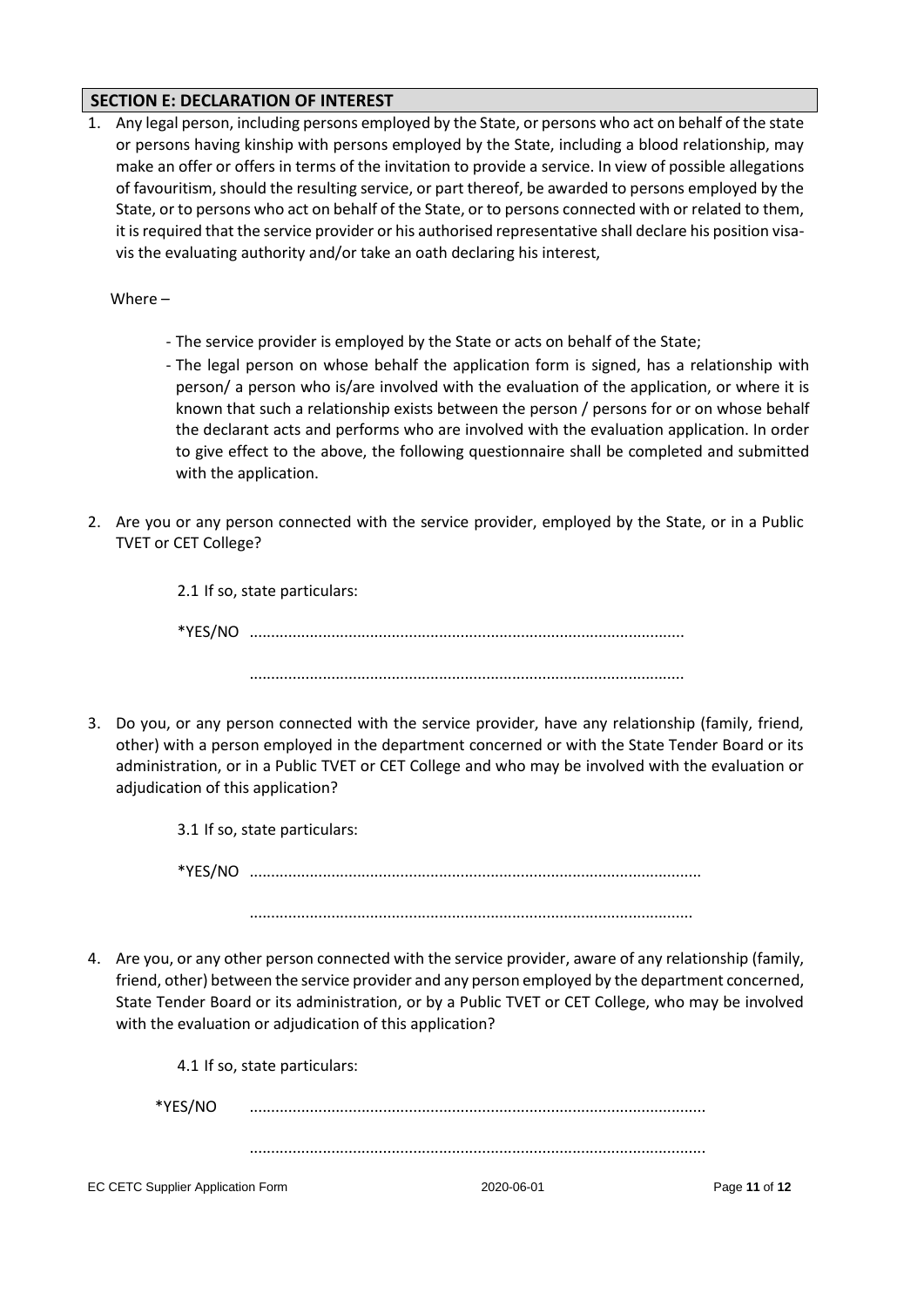## SECTION E: DECLARATION OF INTEREST

1. Any legal person, including persons employed by the State, or persons who act on behalf of the state or persons having kinship with persons employed by the State, including a blood relationship, may make an offer or offers in terms of the invitation to provide a service. In view of possible allegations of favouritism, should the resulting service, or part thereof, be awarded to persons employed by the State, or to persons who act on behalf of the State, or to persons connected with or related to them, it is required that the service provider or his authorised representative shall declare his position visa-vis the evaluating authority and/or take an oath declaring his interest,

   Where –

   - The service provider is employed by the State or acts on behalf of the State;
   - The legal person on whose behalf the application form is signed, has a relationship with person/ a person who is/are involved with the evaluation of the application, or where it is known that such a relationship exists between the person / persons for or on whose behalf the declarant acts and performs who are involved with the evaluation application. In order to give effect to the above, the following questionnaire shall be completed and submitted with the application.

2. Are you or any person connected with the service provider, employed by the State, or in a Public TVET or CET College?

   2.1 If so, state particulars:

   *YES/NO ....................................................................................................

   ....................................................................................................

3. Do you, or any person connected with the service provider, have any relationship (family, friend, other) with a person employed in the department concerned or with the State Tender Board or its administration, or in a Public TVET or CET College and who may be involved with the evaluation or adjudication of this application?

   3.1 If so, state particulars:

   *YES/NO ....................................................................................................

   ....................................................................................................

4. Are you, or any other person connected with the service provider, aware of any relationship (family, friend, other) between the service provider and any person employed by the department concerned, State Tender Board or its administration, or by a Public TVET or CET College, who may be involved with the evaluation or adjudication of this application?

   4.1 If so, state particulars:

   *YES/NO ....................................................................................................

   ....................................................................................................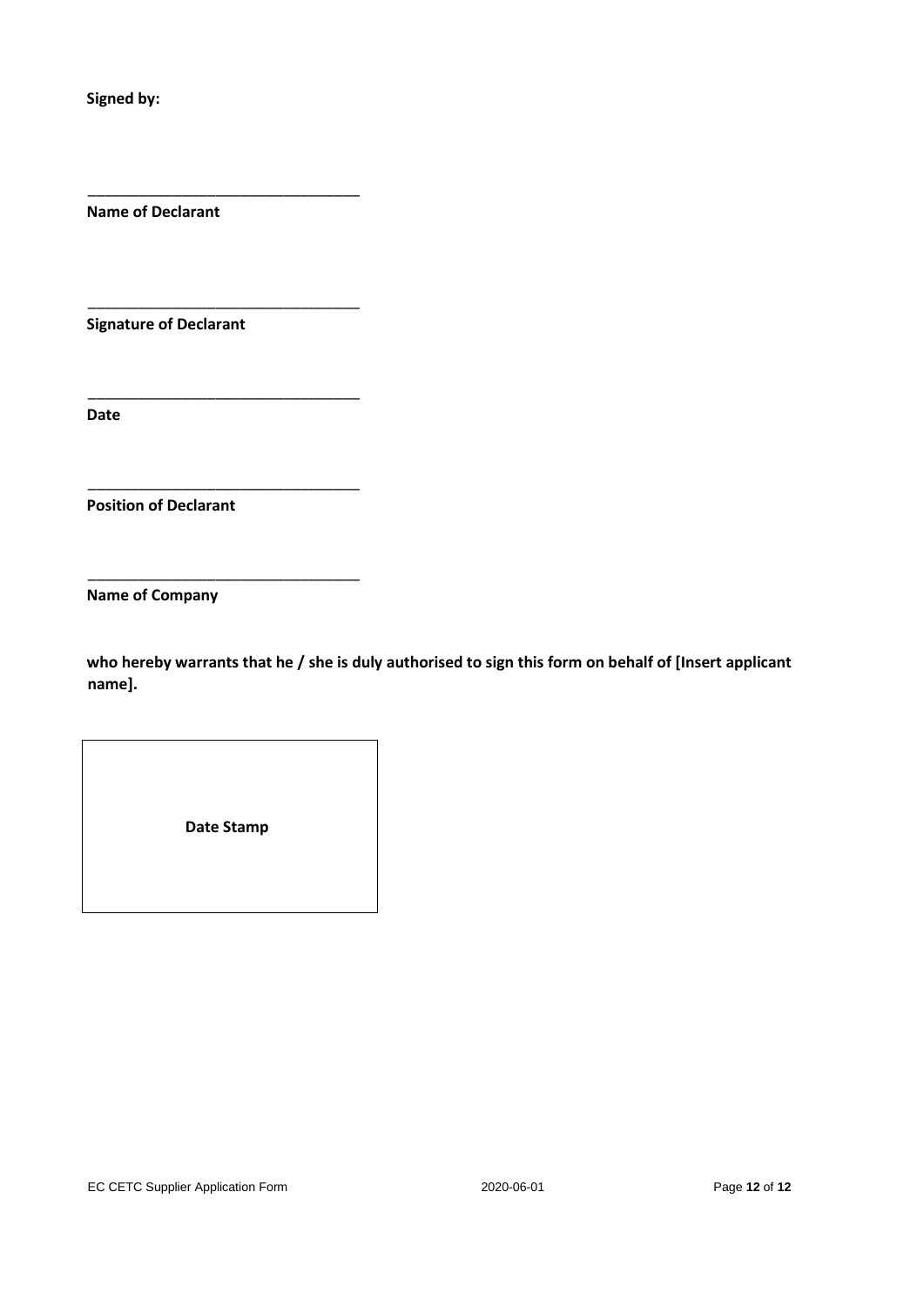**Signed by:**

\_\_\_\_\_\_\_\_\_\_\_\_\_\_\_\_\_\_\_\_\_\_\_\_\_\_\_\_\_\_\_\_\_

**Name of Declarant**

\_\_\_\_\_\_\_\_\_\_\_\_\_\_\_\_\_\_\_\_\_\_\_\_\_\_\_\_\_\_\_\_\_

**Signature of Declarant**

\_\_\_\_\_\_\_\_\_\_\_\_\_\_\_\_\_\_\_\_\_\_\_\_\_\_\_\_\_\_\_\_\_

**Date**

\_\_\_\_\_\_\_\_\_\_\_\_\_\_\_\_\_\_\_\_\_\_\_\_\_\_\_\_\_\_\_\_\_

**Position of Declarant**

\_\_\_\_\_\_\_\_\_\_\_\_\_\_\_\_\_\_\_\_\_\_\_\_\_\_\_\_\_\_\_\_\_

**Name of Company**

**who hereby warrants that he / she is duly authorised to sign this form on behalf of [Insert applicant name].**

| |
|---|
| **Date Stamp** |